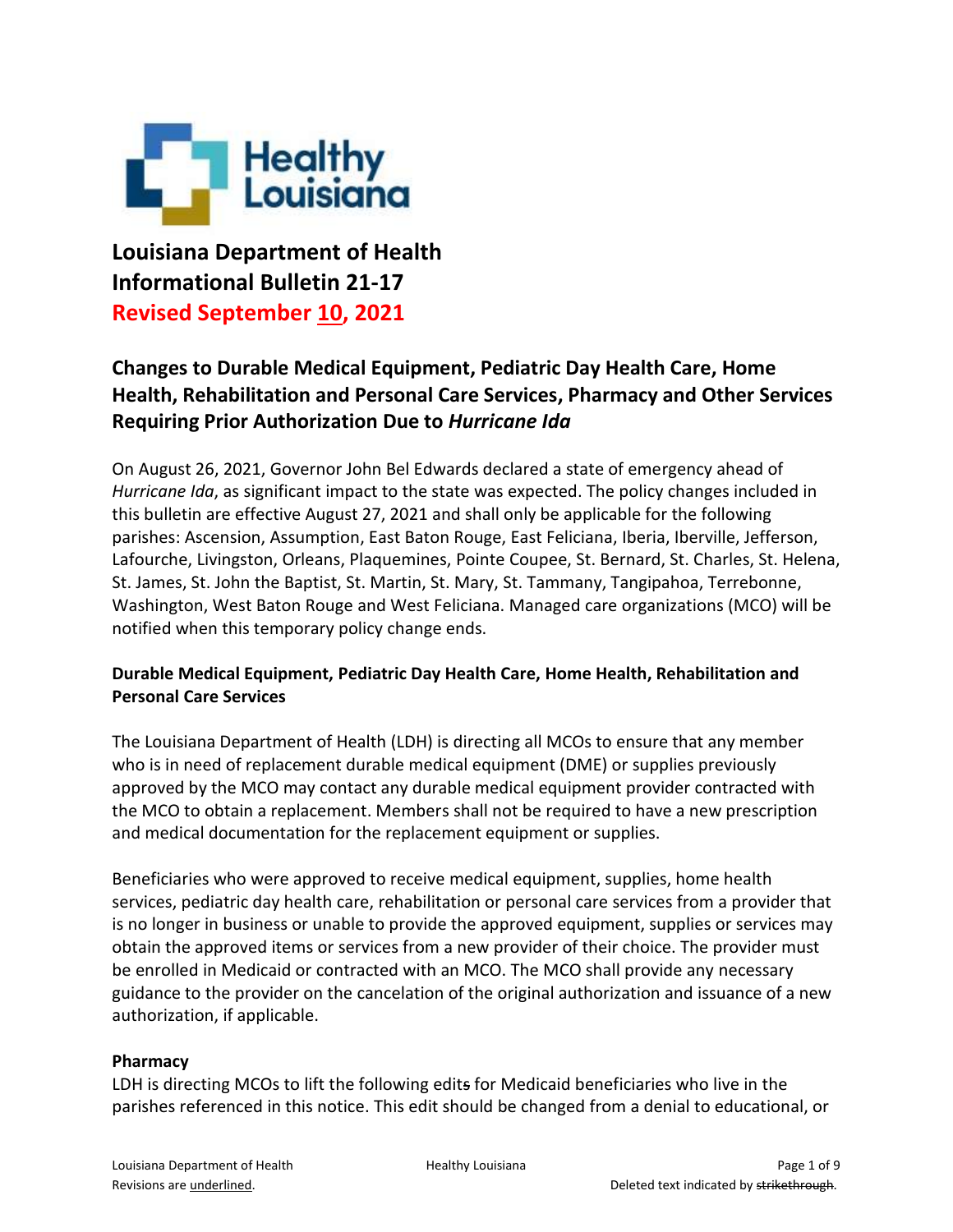# Louisiana Department of Health
# Informational Bulletin 21-17
# Revised September <u>10</u>, 2021

## Changes to Durable Medical Equipment, Pediatric Day Health Care, Home Health, Rehabilitation and Personal Care Services, Pharmacy and Other Services Requiring Prior Authorization Due to *Hurricane Ida*

On August 26, 2021, Governor John Bel Edwards declared a state of emergency ahead of *Hurricane Ida*, as significant impact to the state was expected. The policy changes included in this bulletin are effective August 27, 2021 and shall only be applicable for the following parishes: Ascension, Assumption, East Baton Rouge, East Feliciana, Iberia, Iberville, Jefferson, Lafourche, Livingston, Orleans, Plaquemines, Pointe Coupee, St. Bernard, St. Charles, St. Helena, St. James, St. John the Baptist, St. Martin, St. Mary, St. Tammany, Tangipahoa, Terrebonne, Washington, West Baton Rouge and West Feliciana. Managed care organizations (MCO) will be notified when this temporary policy change ends.

### Durable Medical Equipment, Pediatric Day Health Care, Home Health, Rehabilitation and Personal Care Services

The Louisiana Department of Health (LDH) is directing all MCOs to ensure that any member who is in need of replacement durable medical equipment (DME) or supplies previously approved by the MCO may contact any durable medical equipment provider contracted with the MCO to obtain a replacement. Members shall not be required to have a new prescription and medical documentation for the replacement equipment or supplies.

Beneficiaries who were approved to receive medical equipment, supplies, home health services, pediatric day health care, rehabilitation or personal care services from a provider that is no longer in business or unable to provide the approved equipment, supplies or services may obtain the approved items or services from a new provider of their choice. The provider must be enrolled in Medicaid or contracted with an MCO. The MCO shall provide any necessary guidance to the provider on the cancelation of the original authorization and issuance of a new authorization, if applicable.

### Pharmacy

LDH is directing MCOs to lift the following edit~~s~~ for Medicaid beneficiaries who live in the parishes referenced in this notice. This edit should be changed from a denial to educational, or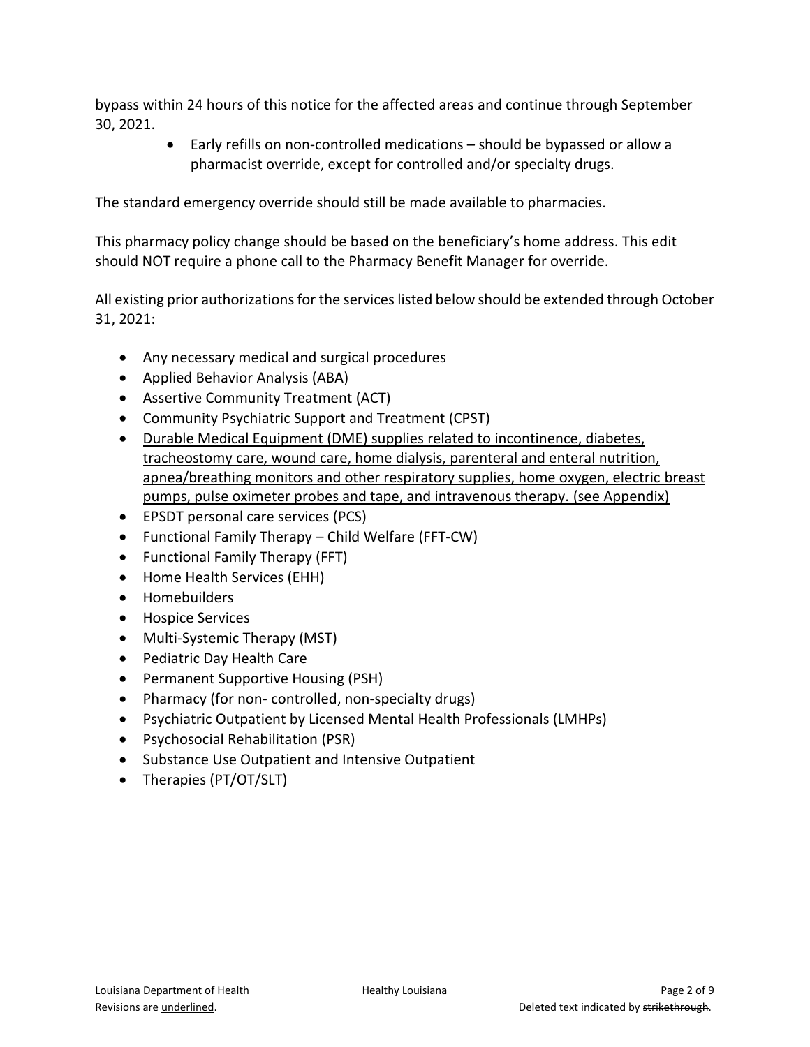bypass within 24 hours of this notice for the affected areas and continue through September 30, 2021.

- Early refills on non-controlled medications – should be bypassed or allow a pharmacist override, except for controlled and/or specialty drugs.

The standard emergency override should still be made available to pharmacies.

This pharmacy policy change should be based on the beneficiary's home address. This edit should NOT require a phone call to the Pharmacy Benefit Manager for override.

All existing prior authorizations for the services listed below should be extended through October 31, 2021:

- Any necessary medical and surgical procedures
- Applied Behavior Analysis (ABA)
- Assertive Community Treatment (ACT)
- Community Psychiatric Support and Treatment (CPST)
- <u>Durable Medical Equipment (DME) supplies related to incontinence, diabetes, tracheostomy care, wound care, home dialysis, parenteral and enteral nutrition, apnea/breathing monitors and other respiratory supplies, home oxygen, electric breast pumps, pulse oximeter probes and tape, and intravenous therapy. (see Appendix)</u>
- EPSDT personal care services (PCS)
- Functional Family Therapy – Child Welfare (FFT-CW)
- Functional Family Therapy (FFT)
- Home Health Services (EHH)
- Homebuilders
- Hospice Services
- Multi-Systemic Therapy (MST)
- Pediatric Day Health Care
- Permanent Supportive Housing (PSH)
- Pharmacy (for non- controlled, non-specialty drugs)
- Psychiatric Outpatient by Licensed Mental Health Professionals (LMHPs)
- Psychosocial Rehabilitation (PSR)
- Substance Use Outpatient and Intensive Outpatient
- Therapies (PT/OT/SLT)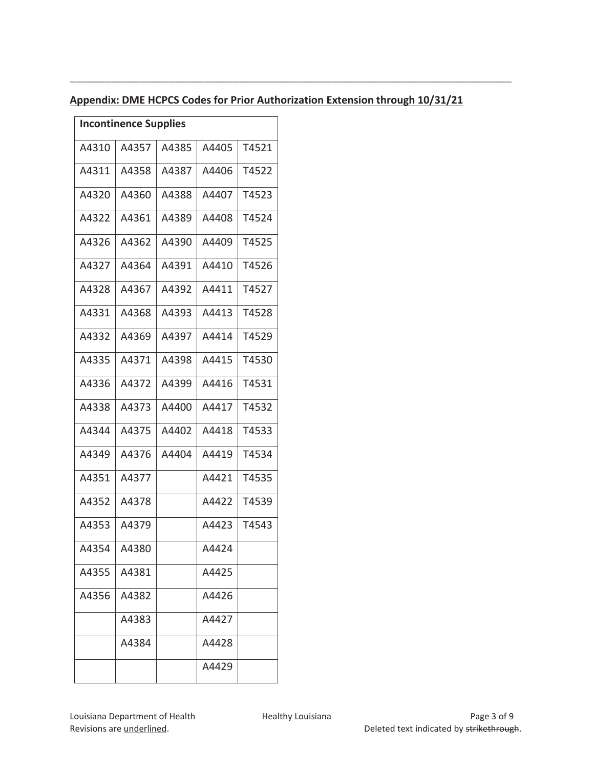## Appendix: DME HCPCS Codes for Prior Authorization Extension through 10/31/21

| Incontinence Supplies | | | | |
|---|---|---|---|---|
| A4310 | A4357 | A4385 | A4405 | T4521 |
| A4311 | A4358 | A4387 | A4406 | T4522 |
| A4320 | A4360 | A4388 | A4407 | T4523 |
| A4322 | A4361 | A4389 | A4408 | T4524 |
| A4326 | A4362 | A4390 | A4409 | T4525 |
| A4327 | A4364 | A4391 | A4410 | T4526 |
| A4328 | A4367 | A4392 | A4411 | T4527 |
| A4331 | A4368 | A4393 | A4413 | T4528 |
| A4332 | A4369 | A4397 | A4414 | T4529 |
| A4335 | A4371 | A4398 | A4415 | T4530 |
| A4336 | A4372 | A4399 | A4416 | T4531 |
| A4338 | A4373 | A4400 | A4417 | T4532 |
| A4344 | A4375 | A4402 | A4418 | T4533 |
| A4349 | A4376 | A4404 | A4419 | T4534 |
| A4351 | A4377 | | A4421 | T4535 |
| A4352 | A4378 | | A4422 | T4539 |
| A4353 | A4379 | | A4423 | T4543 |
| A4354 | A4380 | | A4424 | |
| A4355 | A4381 | | A4425 | |
| A4356 | A4382 | | A4426 | |
| | A4383 | | A4427 | |
| | A4384 | | A4428 | |
| | | | A4429 | |

Louisiana Department of Health | Healthy Louisiana

Revisions are underlined. Deleted text indicated by ~~strikethrough~~.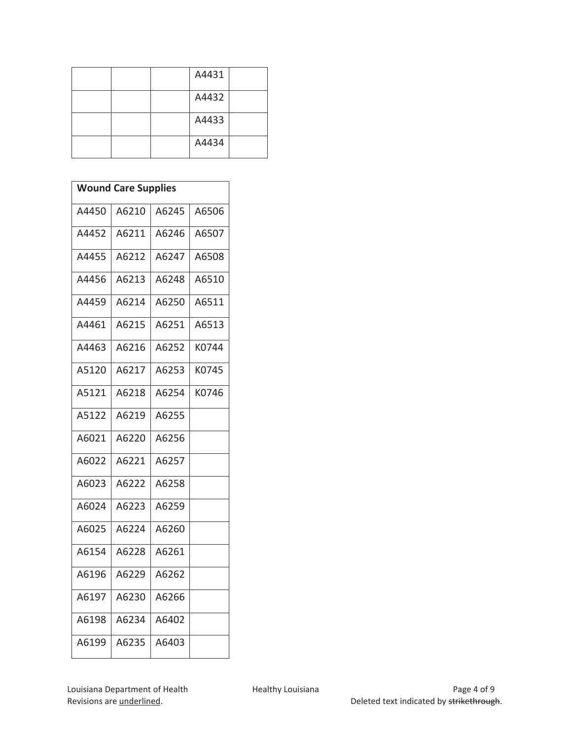| | | | | |
|---|---|---|---|---|
| | | | A4431 | |
| | | | A4432 | |
| | | | A4433 | |
| | | | A4434 | |

| **Wound Care Supplies** | | | |
|---|---|---|---|
| A4450 | A6210 | A6245 | A6506 |
| A4452 | A6211 | A6246 | A6507 |
| A4455 | A6212 | A6247 | A6508 |
| A4456 | A6213 | A6248 | A6510 |
| A4459 | A6214 | A6250 | A6511 |
| A4461 | A6215 | A6251 | A6513 |
| A4463 | A6216 | A6252 | K0744 |
| A5120 | A6217 | A6253 | K0745 |
| A5121 | A6218 | A6254 | K0746 |
| A5122 | A6219 | A6255 | |
| A6021 | A6220 | A6256 | |
| A6022 | A6221 | A6257 | |
| A6023 | A6222 | A6258 | |
| A6024 | A6223 | A6259 | |
| A6025 | A6224 | A6260 | |
| A6154 | A6228 | A6261 | |
| A6196 | A6229 | A6262 | |
| A6197 | A6230 | A6266 | |
| A6198 | A6234 | A6402 | |
| A6199 | A6235 | A6403 | |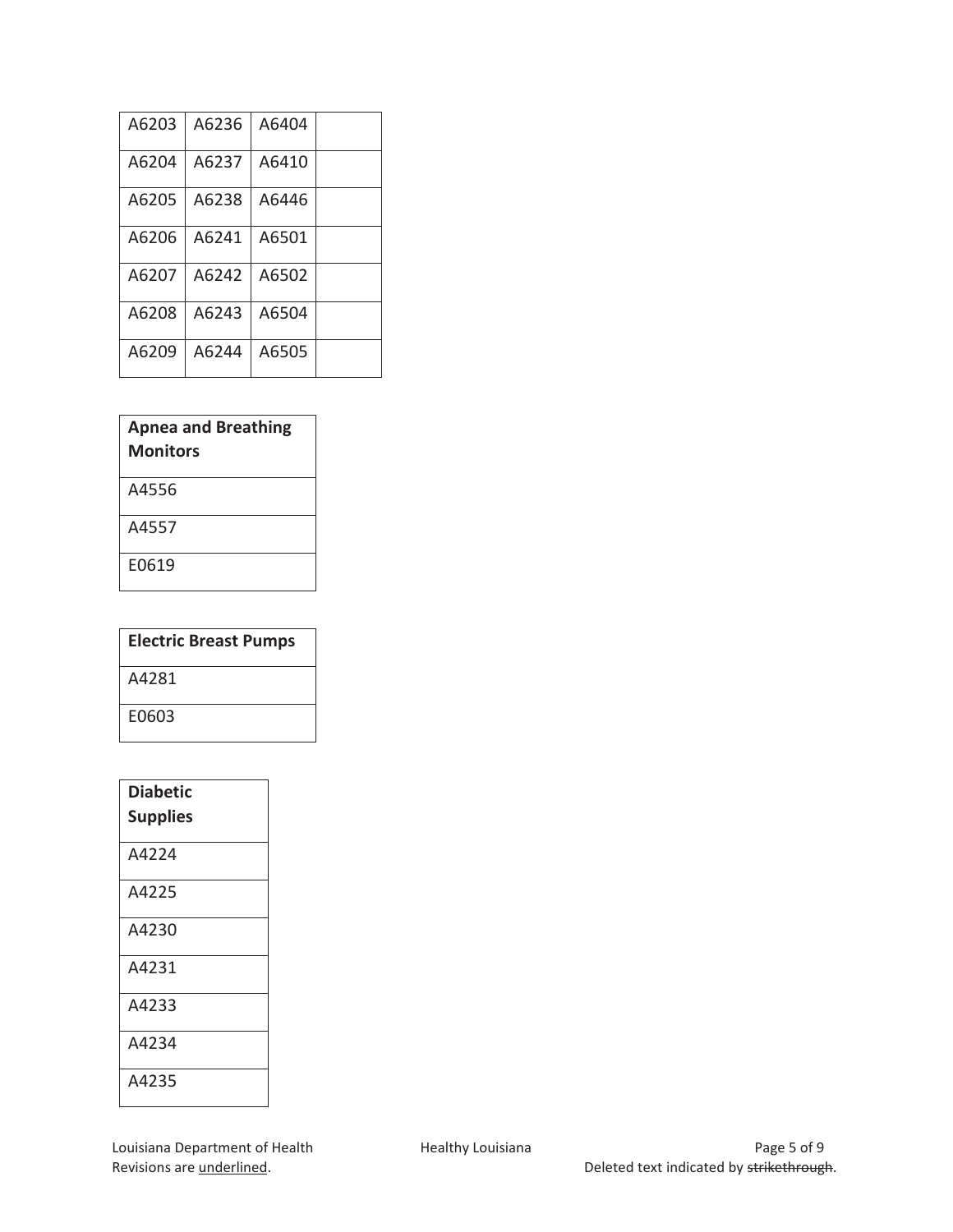| | | | |
|---|---|---|---|
| A6203 | A6236 | A6404 | |
| A6204 | A6237 | A6410 | |
| A6205 | A6238 | A6446 | |
| A6206 | A6241 | A6501 | |
| A6207 | A6242 | A6502 | |
| A6208 | A6243 | A6504 | |
| A6209 | A6244 | A6505 | |

| **Apnea and Breathing Monitors** |
|---|
| A4556 |
| A4557 |
| E0619 |

| **Electric Breast Pumps** |
|---|
| A4281 |
| E0603 |

| **Diabetic Supplies** |
|---|
| A4224 |
| A4225 |
| A4230 |
| A4231 |
| A4233 |
| A4234 |
| A4235 |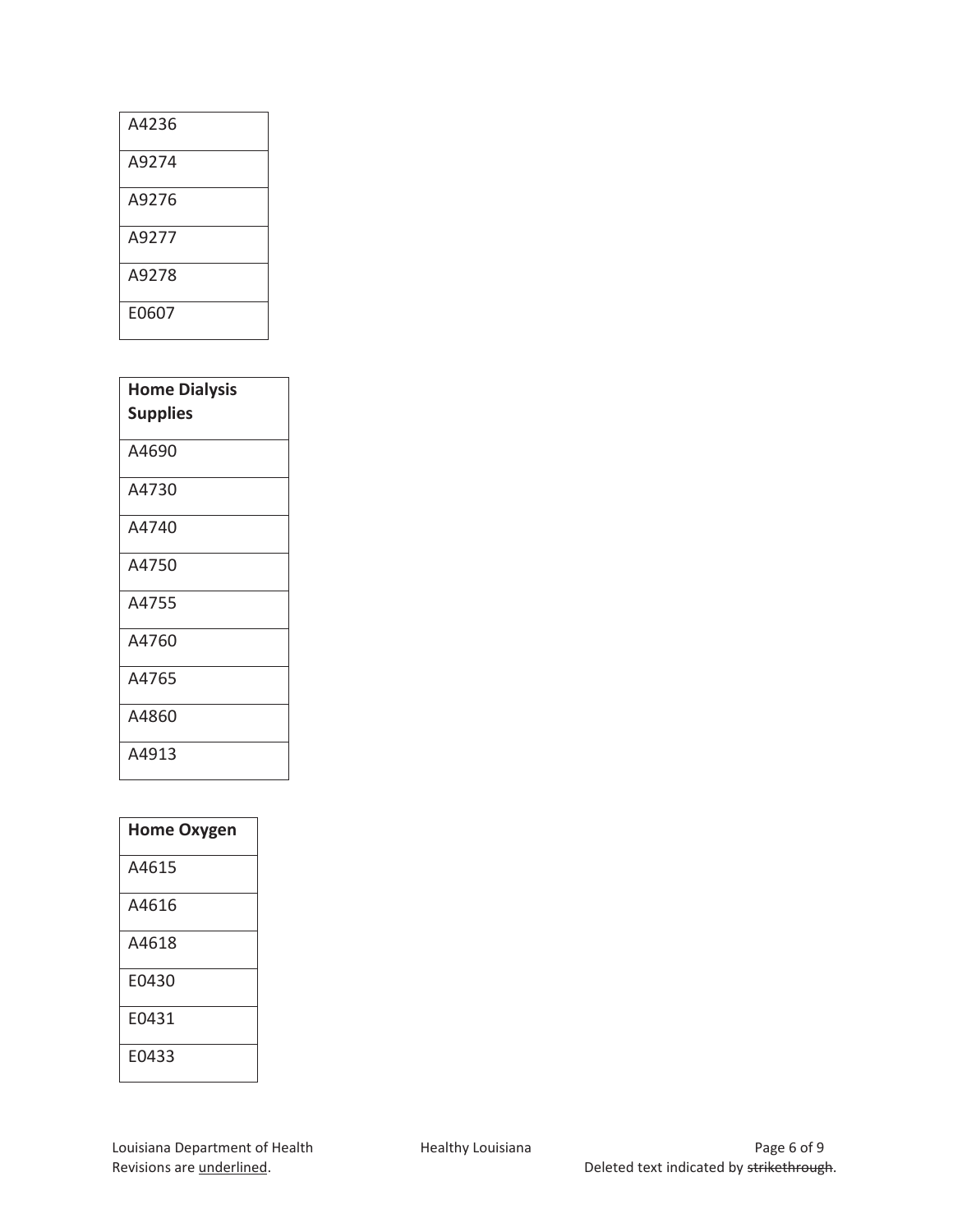| A4236 |
|---|
| A9274 |
| A9276 |
| A9277 |
| A9278 |
| E0607 |

| **Home Dialysis Supplies** |
|---|
| A4690 |
| A4730 |
| A4740 |
| A4750 |
| A4755 |
| A4760 |
| A4765 |
| A4860 |
| A4913 |

| **Home Oxygen** |
|---|
| A4615 |
| A4616 |
| A4618 |
| E0430 |
| E0431 |
| E0433 |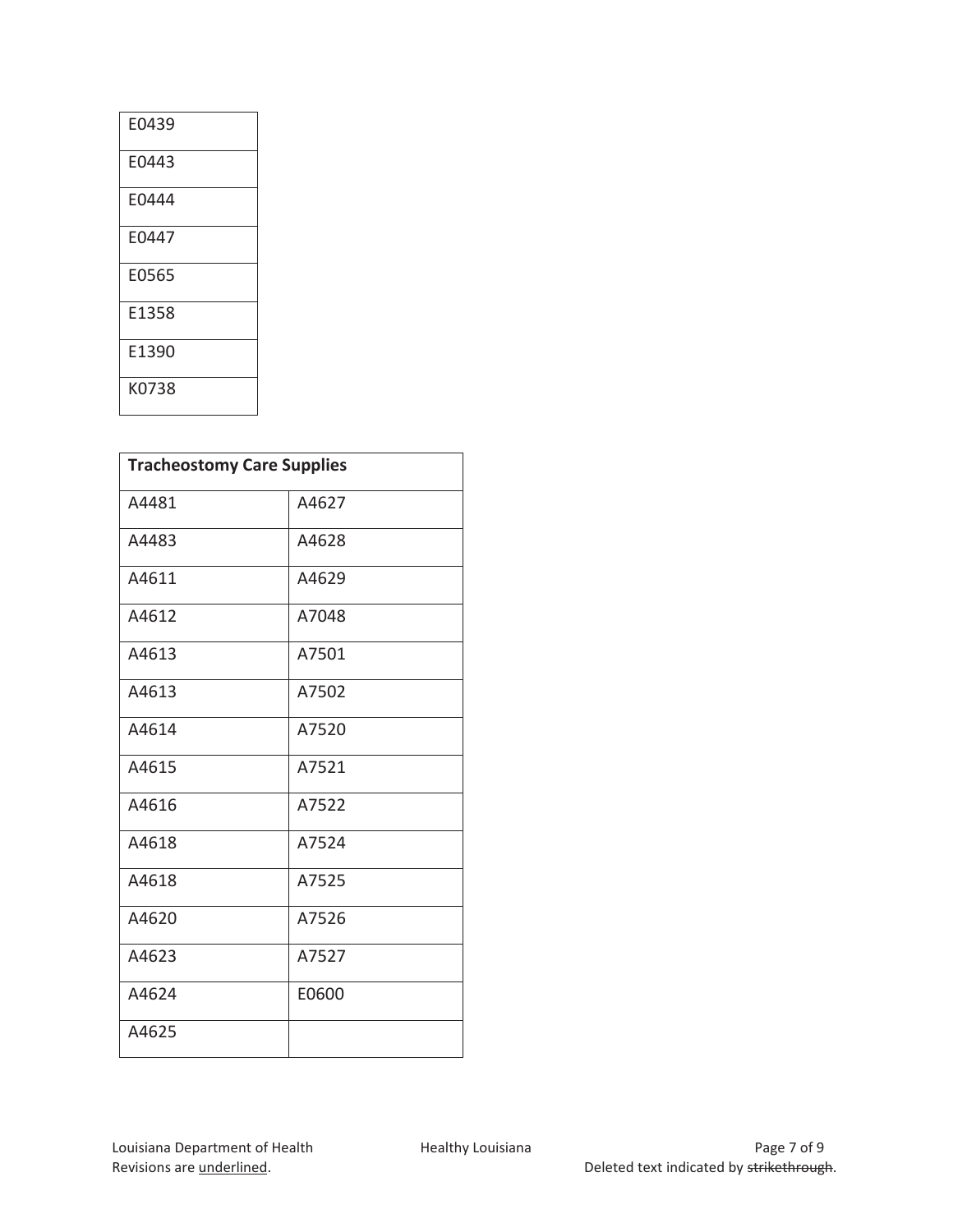| E0439 |
|---|
| E0443 |
| E0444 |
| E0447 |
| E0565 |
| E1358 |
| E1390 |
| K0738 |

| **Tracheostomy Care Supplies** | |
|---|---|
| A4481 | A4627 |
| A4483 | A4628 |
| A4611 | A4629 |
| A4612 | A7048 |
| A4613 | A7501 |
| A4613 | A7502 |
| A4614 | A7520 |
| A4615 | A7521 |
| A4616 | A7522 |
| A4618 | A7524 |
| A4618 | A7525 |
| A4620 | A7526 |
| A4623 | A7527 |
| A4624 | E0600 |
| A4625 | |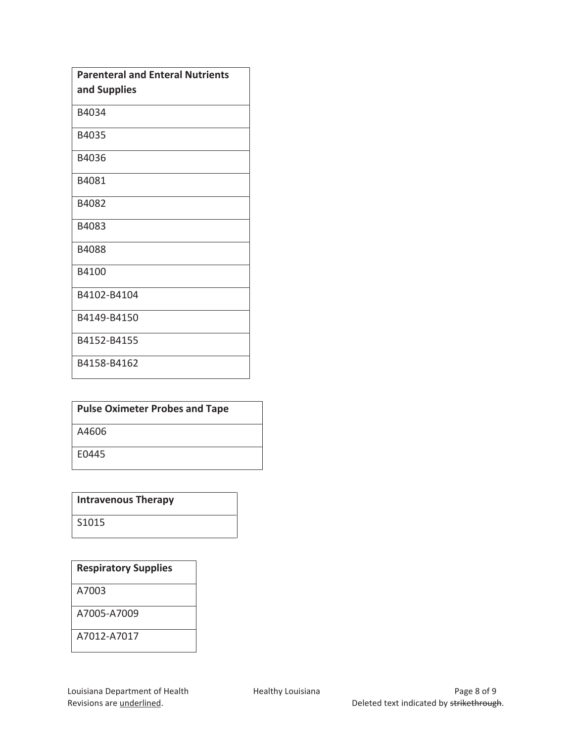| Parenteral and Enteral Nutrients and Supplies |
| --- |
| B4034 |
| B4035 |
| B4036 |
| B4081 |
| B4082 |
| B4083 |
| B4088 |
| B4100 |
| B4102-B4104 |
| B4149-B4150 |
| B4152-B4155 |
| B4158-B4162 |

| Pulse Oximeter Probes and Tape |
| --- |
| A4606 |
| E0445 |

| Intravenous Therapy |
| --- |
| S1015 |

| Respiratory Supplies |
| --- |
| A7003 |
| A7005-A7009 |
| A7012-A7017 |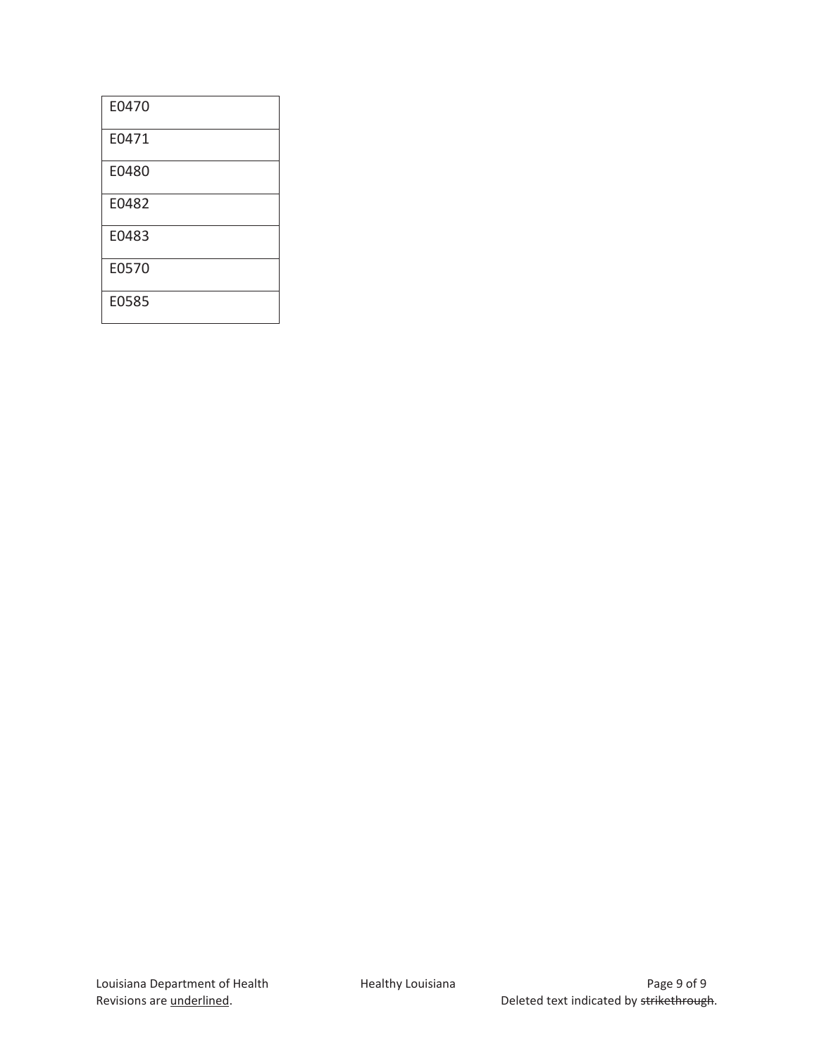| |
|---|
| E0470 |
| E0471 |
| E0480 |
| E0482 |
| E0483 |
| E0570 |
| E0585 |